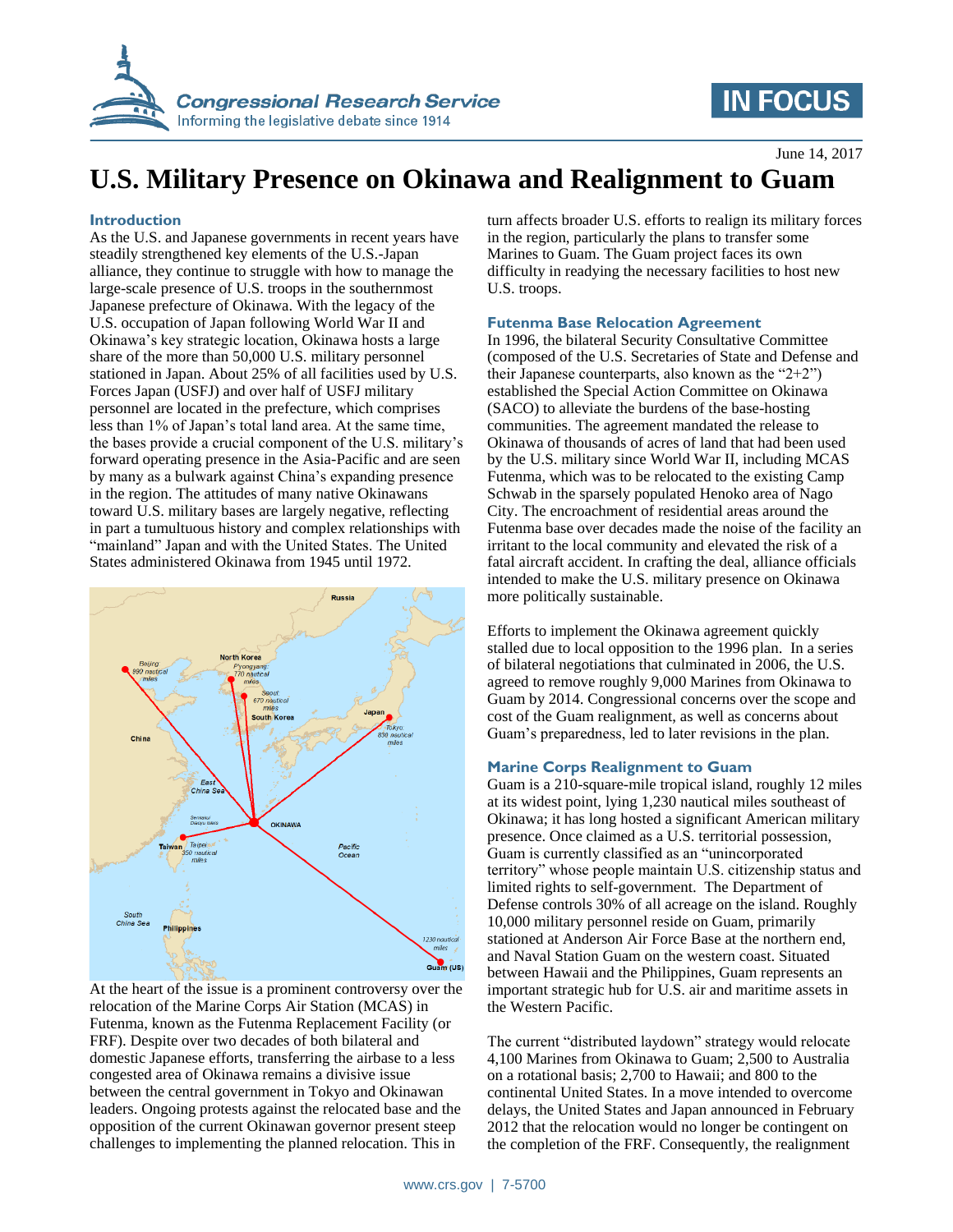# U.S. Military Presence on Okinawa and Realignment to Guam

June 14, 2017

## Introduction

As the U.S. and Japanese governments in recent years have steadily strengthened key elements of the U.S.-Japan alliance, they continue to struggle with how to manage the large-scale presence of U.S. troops in the southernmost Japanese prefecture of Okinawa. With the legacy of the U.S. occupation of Japan following World War II and Okinawa's key strategic location, Okinawa hosts a large share of the more than 50,000 U.S. military personnel stationed in Japan. About 25% of all facilities used by U.S. Forces Japan (USFJ) and over half of USFJ military personnel are located in the prefecture, which comprises less than 1% of Japan's total land area. At the same time, the bases provide a crucial component of the U.S. military's forward operating presence in the Asia-Pacific and are seen by many as a bulwark against China's expanding presence in the region. The attitudes of many native Okinawans toward U.S. military bases are largely negative, reflecting in part a tumultuous history and complex relationships with "mainland" Japan and with the United States. The United States administered Okinawa from 1945 until 1972.

At the heart of the issue is a prominent controversy over the relocation of the Marine Corps Air Station (MCAS) in Futenma, known as the Futenma Replacement Facility (or FRF). Despite over two decades of both bilateral and domestic Japanese efforts, transferring the airbase to a less congested area of Okinawa remains a divisive issue between the central government in Tokyo and Okinawan leaders. Ongoing protests against the relocated base and the opposition of the current Okinawan governor present steep challenges to implementing the planned relocation. This in turn affects broader U.S. efforts to realign its military forces in the region, particularly the plans to transfer some Marines to Guam. The Guam project faces its own difficulty in readying the necessary facilities to host new U.S. troops.

## Futenma Base Relocation Agreement

In 1996, the bilateral Security Consultative Committee (composed of the U.S. Secretaries of State and Defense and their Japanese counterparts, also known as the "2+2") established the Special Action Committee on Okinawa (SACO) to alleviate the burdens of the base-hosting communities. The agreement mandated the release to Okinawa of thousands of acres of land that had been used by the U.S. military since World War II, including MCAS Futenma, which was to be relocated to the existing Camp Schwab in the sparsely populated Henoko area of Nago City. The encroachment of residential areas around the Futenma base over decades made the noise of the facility an irritant to the local community and elevated the risk of a fatal aircraft accident. In crafting the deal, alliance officials intended to make the U.S. military presence on Okinawa more politically sustainable.

Efforts to implement the Okinawa agreement quickly stalled due to local opposition to the 1996 plan. In a series of bilateral negotiations that culminated in 2006, the U.S. agreed to remove roughly 9,000 Marines from Okinawa to Guam by 2014. Congressional concerns over the scope and cost of the Guam realignment, as well as concerns about Guam's preparedness, led to later revisions in the plan.

## Marine Corps Realignment to Guam

Guam is a 210-square-mile tropical island, roughly 12 miles at its widest point, lying 1,230 nautical miles southeast of Okinawa; it has long hosted a significant American military presence. Once claimed as a U.S. territorial possession, Guam is currently classified as an "unincorporated territory" whose people maintain U.S. citizenship status and limited rights to self-government. The Department of Defense controls 30% of all acreage on the island. Roughly 10,000 military personnel reside on Guam, primarily stationed at Anderson Air Force Base at the northern end, and Naval Station Guam on the western coast. Situated between Hawaii and the Philippines, Guam represents an important strategic hub for U.S. air and maritime assets in the Western Pacific.

The current "distributed laydown" strategy would relocate 4,100 Marines from Okinawa to Guam; 2,500 to Australia on a rotational basis; 2,700 to Hawaii; and 800 to the continental United States. In a move intended to overcome delays, the United States and Japan announced in February 2012 that the relocation would no longer be contingent on the completion of the FRF. Consequently, the realignment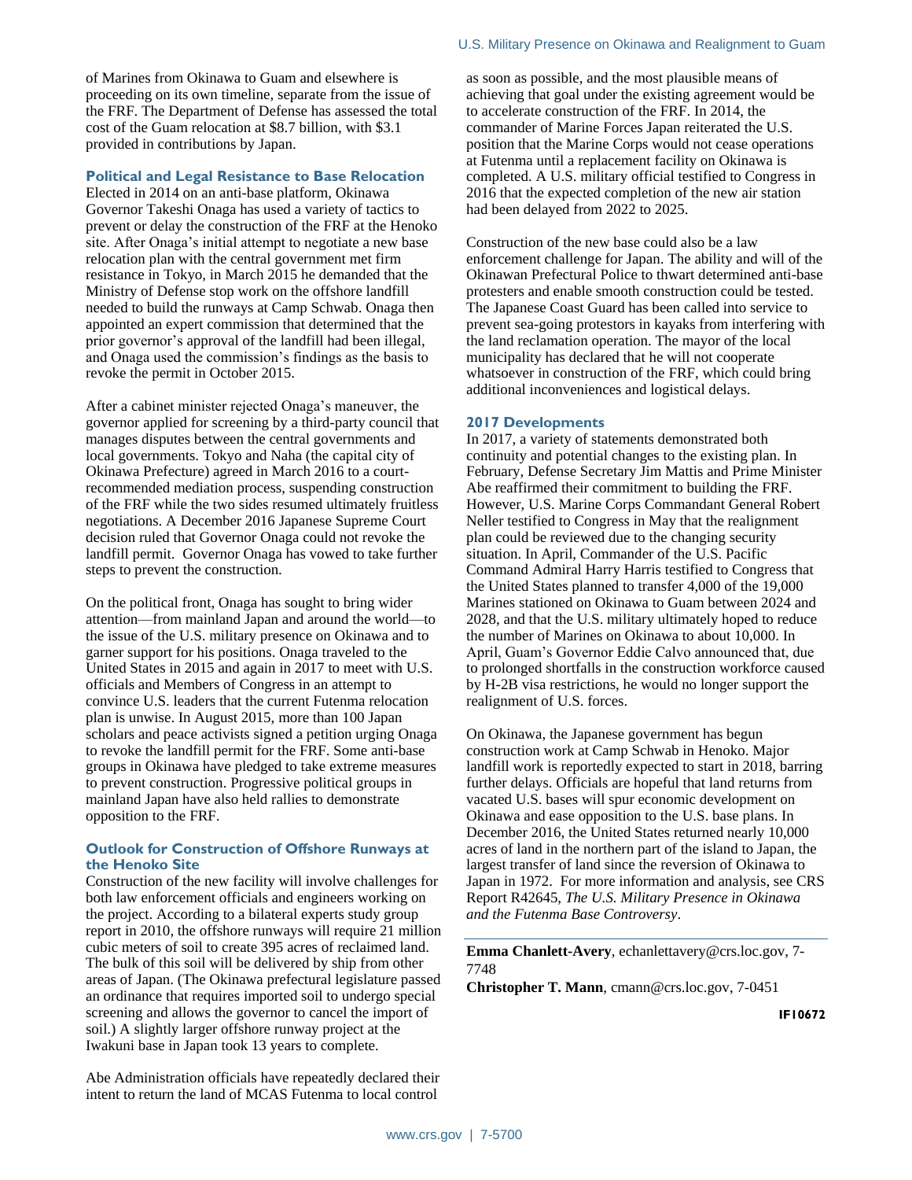of Marines from Okinawa to Guam and elsewhere is proceeding on its own timeline, separate from the issue of the FRF. The Department of Defense has assessed the total cost of the Guam relocation at $8.7 billion, with $3.1 provided in contributions by Japan.

### Political and Legal Resistance to Base Relocation

Elected in 2014 on an anti-base platform, Okinawa Governor Takeshi Onaga has used a variety of tactics to prevent or delay the construction of the FRF at the Henoko site. After Onaga's initial attempt to negotiate a new base relocation plan with the central government met firm resistance in Tokyo, in March 2015 he demanded that the Ministry of Defense stop work on the offshore landfill needed to build the runways at Camp Schwab. Onaga then appointed an expert commission that determined that the prior governor's approval of the landfill had been illegal, and Onaga used the commission's findings as the basis to revoke the permit in October 2015.

After a cabinet minister rejected Onaga's maneuver, the governor applied for screening by a third-party council that manages disputes between the central governments and local governments. Tokyo and Naha (the capital city of Okinawa Prefecture) agreed in March 2016 to a court-recommended mediation process, suspending construction of the FRF while the two sides resumed ultimately fruitless negotiations. A December 2016 Japanese Supreme Court decision ruled that Governor Onaga could not revoke the landfill permit. Governor Onaga has vowed to take further steps to prevent the construction.

On the political front, Onaga has sought to bring wider attention—from mainland Japan and around the world—to the issue of the U.S. military presence on Okinawa and to garner support for his positions. Onaga traveled to the United States in 2015 and again in 2017 to meet with U.S. officials and Members of Congress in an attempt to convince U.S. leaders that the current Futenma relocation plan is unwise. In August 2015, more than 100 Japan scholars and peace activists signed a petition urging Onaga to revoke the landfill permit for the FRF. Some anti-base groups in Okinawa have pledged to take extreme measures to prevent construction. Progressive political groups in mainland Japan have also held rallies to demonstrate opposition to the FRF.

### Outlook for Construction of Offshore Runways at the Henoko Site

Construction of the new facility will involve challenges for both law enforcement officials and engineers working on the project. According to a bilateral experts study group report in 2010, the offshore runways will require 21 million cubic meters of soil to create 395 acres of reclaimed land. The bulk of this soil will be delivered by ship from other areas of Japan. (The Okinawa prefectural legislature passed an ordinance that requires imported soil to undergo special screening and allows the governor to cancel the import of soil.) A slightly larger offshore runway project at the Iwakuni base in Japan took 13 years to complete.

Abe Administration officials have repeatedly declared their intent to return the land of MCAS Futenma to local control as soon as possible, and the most plausible means of achieving that goal under the existing agreement would be to accelerate construction of the FRF. In 2014, the commander of Marine Forces Japan reiterated the U.S. position that the Marine Corps would not cease operations at Futenma until a replacement facility on Okinawa is completed. A U.S. military official testified to Congress in 2016 that the expected completion of the new air station had been delayed from 2022 to 2025.

Construction of the new base could also be a law enforcement challenge for Japan. The ability and will of the Okinawan Prefectural Police to thwart determined anti-base protesters and enable smooth construction could be tested. The Japanese Coast Guard has been called into service to prevent sea-going protestors in kayaks from interfering with the land reclamation operation. The mayor of the local municipality has declared that he will not cooperate whatsoever in construction of the FRF, which could bring additional inconveniences and logistical delays.

### 2017 Developments

In 2017, a variety of statements demonstrated both continuity and potential changes to the existing plan. In February, Defense Secretary Jim Mattis and Prime Minister Abe reaffirmed their commitment to building the FRF. However, U.S. Marine Corps Commandant General Robert Neller testified to Congress in May that the realignment plan could be reviewed due to the changing security situation. In April, Commander of the U.S. Pacific Command Admiral Harry Harris testified to Congress that the United States planned to transfer 4,000 of the 19,000 Marines stationed on Okinawa to Guam between 2024 and 2028, and that the U.S. military ultimately hoped to reduce the number of Marines on Okinawa to about 10,000. In April, Guam's Governor Eddie Calvo announced that, due to prolonged shortfalls in the construction workforce caused by H-2B visa restrictions, he would no longer support the realignment of U.S. forces.

On Okinawa, the Japanese government has begun construction work at Camp Schwab in Henoko. Major landfill work is reportedly expected to start in 2018, barring further delays. Officials are hopeful that land returns from vacated U.S. bases will spur economic development on Okinawa and ease opposition to the U.S. base plans. In December 2016, the United States returned nearly 10,000 acres of land in the northern part of the island to Japan, the largest transfer of land since the reversion of Okinawa to Japan in 1972. For more information and analysis, see CRS Report R42645, *The U.S. Military Presence in Okinawa and the Futenma Base Controversy*.

---

**Emma Chanlett-Avery**, echanlettavery@crs.loc.gov, 7-7748

**Christopher T. Mann**, cmann@crs.loc.gov, 7-0451

**IF10672**